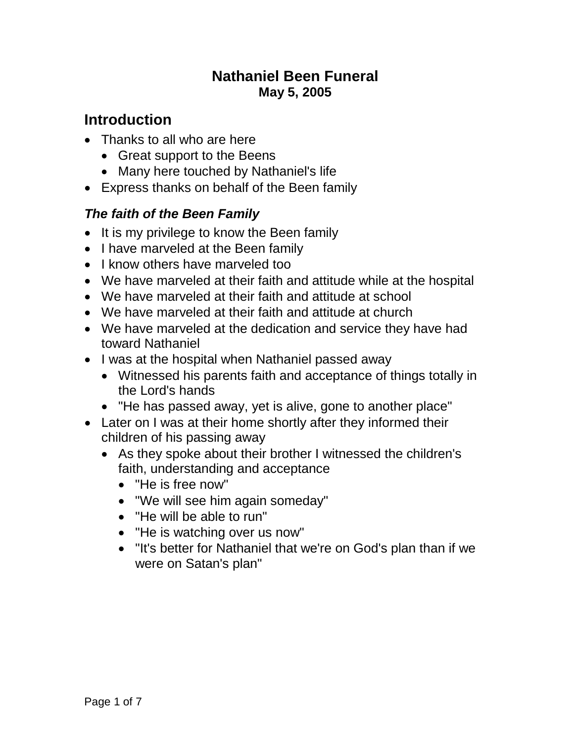# Nathaniel Been Funeral

**May 5, 2005**

## Introduction

- Thanks to all who are here
  - Great support to the Beens
  - Many here touched by Nathaniel's life
- Express thanks on behalf of the Been family

### *The faith of the Been Family*

- It is my privilege to know the Been family
- I have marveled at the Been family
- I know others have marveled too
- We have marveled at their faith and attitude while at the hospital
- We have marveled at their faith and attitude at school
- We have marveled at their faith and attitude at church
- We have marveled at the dedication and service they have had toward Nathaniel
- I was at the hospital when Nathaniel passed away
  - Witnessed his parents faith and acceptance of things totally in the Lord's hands
  - "He has passed away, yet is alive, gone to another place"
- Later on I was at their home shortly after they informed their children of his passing away
  - As they spoke about their brother I witnessed the children's faith, understanding and acceptance
    - "He is free now"
    - "We will see him again someday"
    - "He will be able to run"
    - "He is watching over us now"
    - "It's better for Nathaniel that we're on God's plan than if we were on Satan's plan"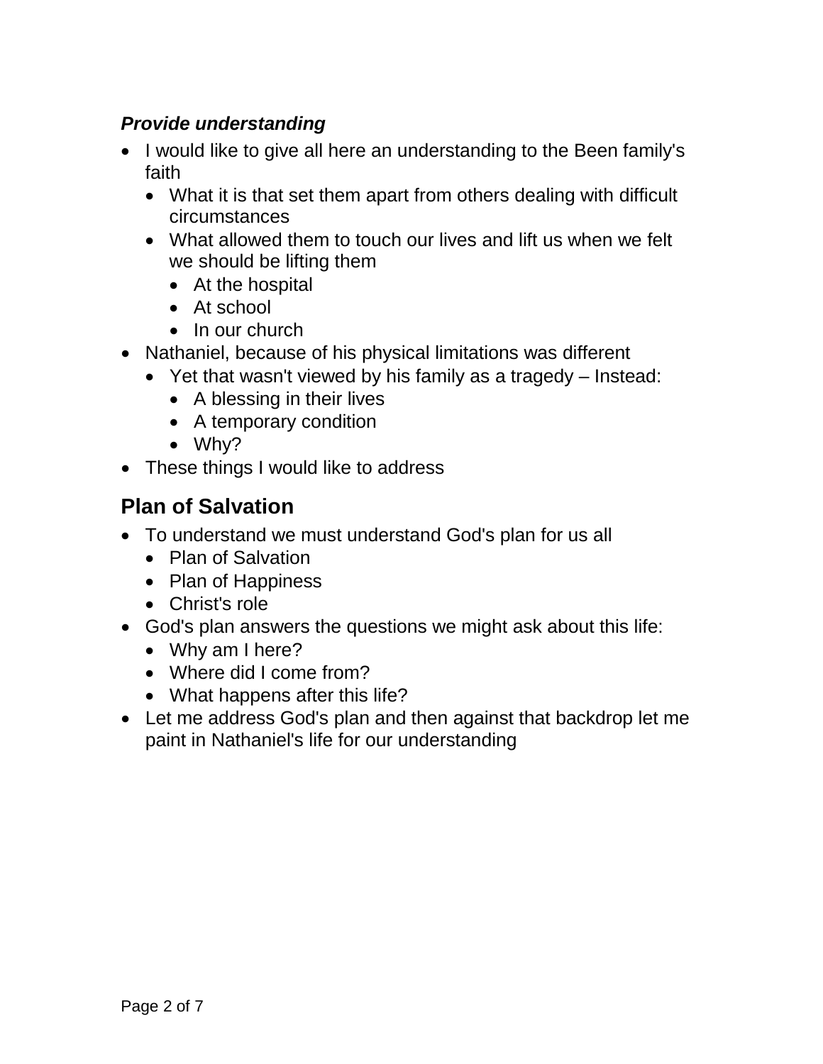***Provide understanding***

- I would like to give all here an understanding to the Been family's faith
  - What it is that set them apart from others dealing with difficult circumstances
  - What allowed them to touch our lives and lift us when we felt we should be lifting them
    - At the hospital
    - At school
    - In our church
- Nathaniel, because of his physical limitations was different
  - Yet that wasn't viewed by his family as a tragedy – Instead:
    - A blessing in their lives
    - A temporary condition
    - Why?
- These things I would like to address

## Plan of Salvation

- To understand we must understand God's plan for us all
  - Plan of Salvation
  - Plan of Happiness
  - Christ's role
- God's plan answers the questions we might ask about this life:
  - Why am I here?
  - Where did I come from?
  - What happens after this life?
- Let me address God's plan and then against that backdrop let me paint in Nathaniel's life for our understanding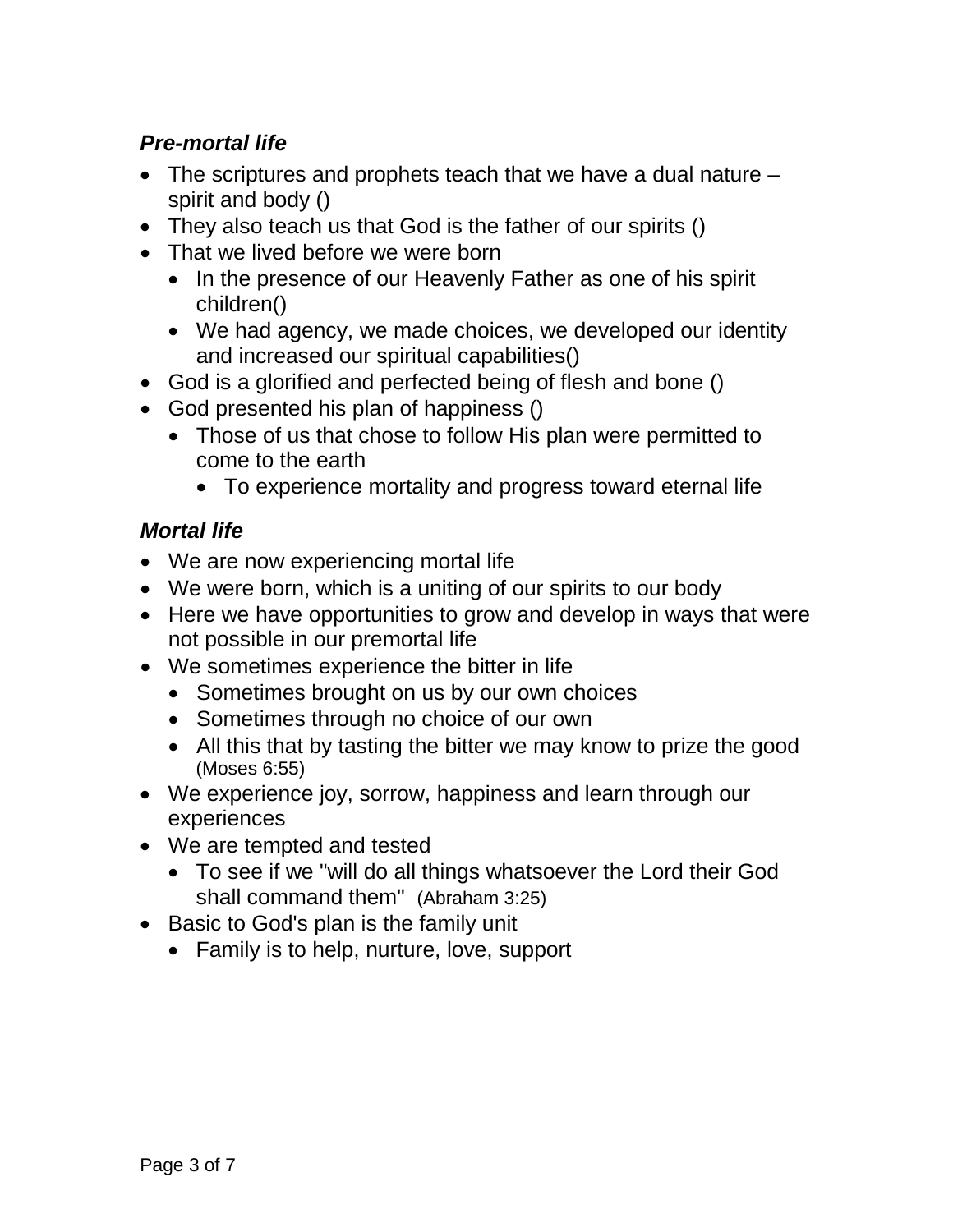***Pre-mortal life***

- The scriptures and prophets teach that we have a dual nature – spirit and body ()
- They also teach us that God is the father of our spirits ()
- That we lived before we were born
  - In the presence of our Heavenly Father as one of his spirit children()
  - We had agency, we made choices, we developed our identity and increased our spiritual capabilities()
- God is a glorified and perfected being of flesh and bone ()
- God presented his plan of happiness ()
  - Those of us that chose to follow His plan were permitted to come to the earth
    - To experience mortality and progress toward eternal life

***Mortal life***

- We are now experiencing mortal life
- We were born, which is a uniting of our spirits to our body
- Here we have opportunities to grow and develop in ways that were not possible in our premortal life
- We sometimes experience the bitter in life
  - Sometimes brought on us by our own choices
  - Sometimes through no choice of our own
  - All this that by tasting the bitter we may know to prize the good (Moses 6:55)
- We experience joy, sorrow, happiness and learn through our experiences
- We are tempted and tested
  - To see if we "will do all things whatsoever the Lord their God shall command them" (Abraham 3:25)
- Basic to God's plan is the family unit
  - Family is to help, nurture, love, support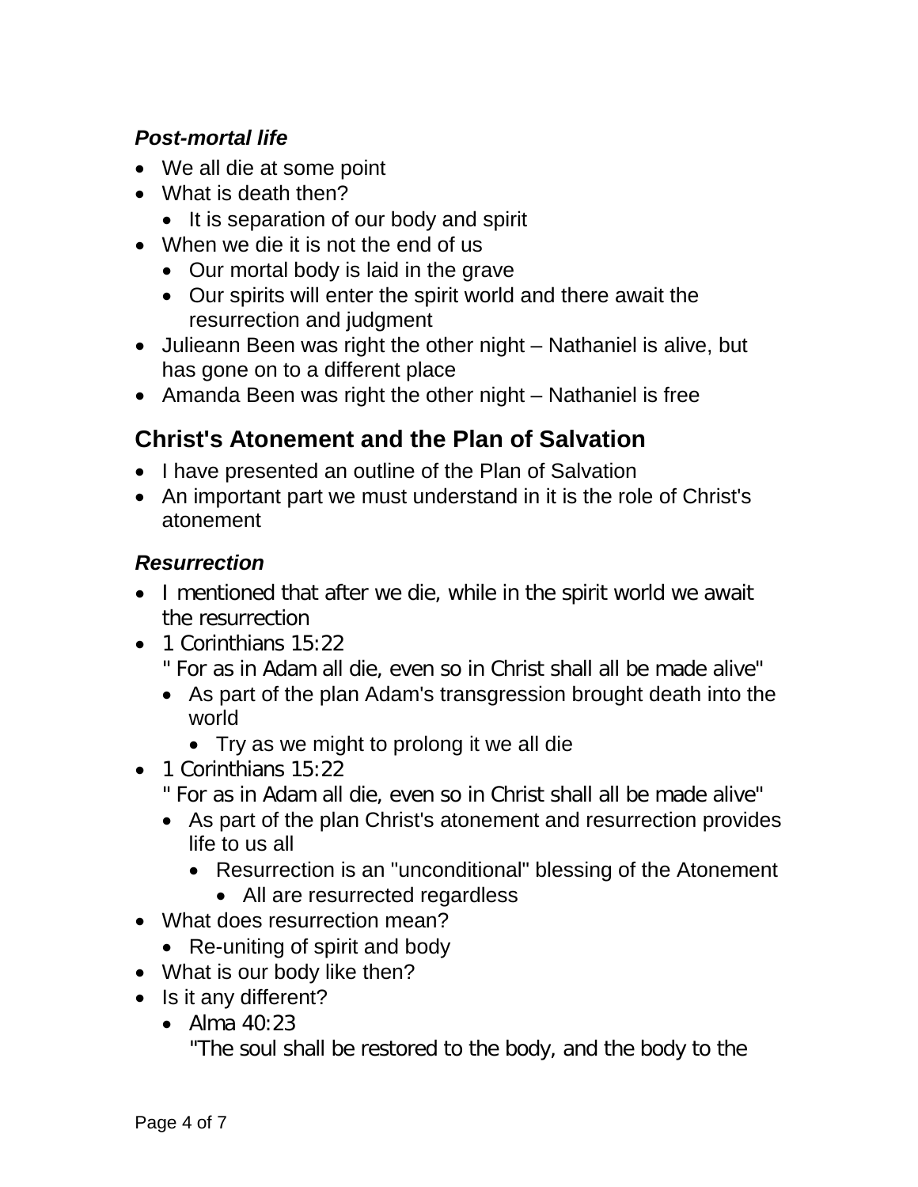### *Post-mortal life*

- We all die at some point
- What is death then?
  - It is separation of our body and spirit
- When we die it is not the end of us
  - Our mortal body is laid in the grave
  - Our spirits will enter the spirit world and there await the resurrection and judgment
- Julieann Been was right the other night – Nathaniel is alive, but has gone on to a different place
- Amanda Been was right the other night – Nathaniel is free

## Christ's Atonement and the Plan of Salvation

- I have presented an outline of the Plan of Salvation
- An important part we must understand in it is the role of Christ's atonement

### *Resurrection*

- I mentioned that after we die, while in the spirit world we await the resurrection
- 1 Corinthians 15:22  
  " For as in Adam all die, even so in Christ shall all be made alive"
  - As part of the plan Adam's transgression brought death into the world
    - Try as we might to prolong it we all die
- 1 Corinthians 15:22  
  " For as in Adam all die, even so in Christ shall all be made alive"
  - As part of the plan Christ's atonement and resurrection provides life to us all
    - Resurrection is an "unconditional" blessing of the Atonement
      - All are resurrected regardless
- What does resurrection mean?
  - Re-uniting of spirit and body
- What is our body like then?
- Is it any different?
  - Alma 40:23  
    "The soul shall be restored to the body, and the body to the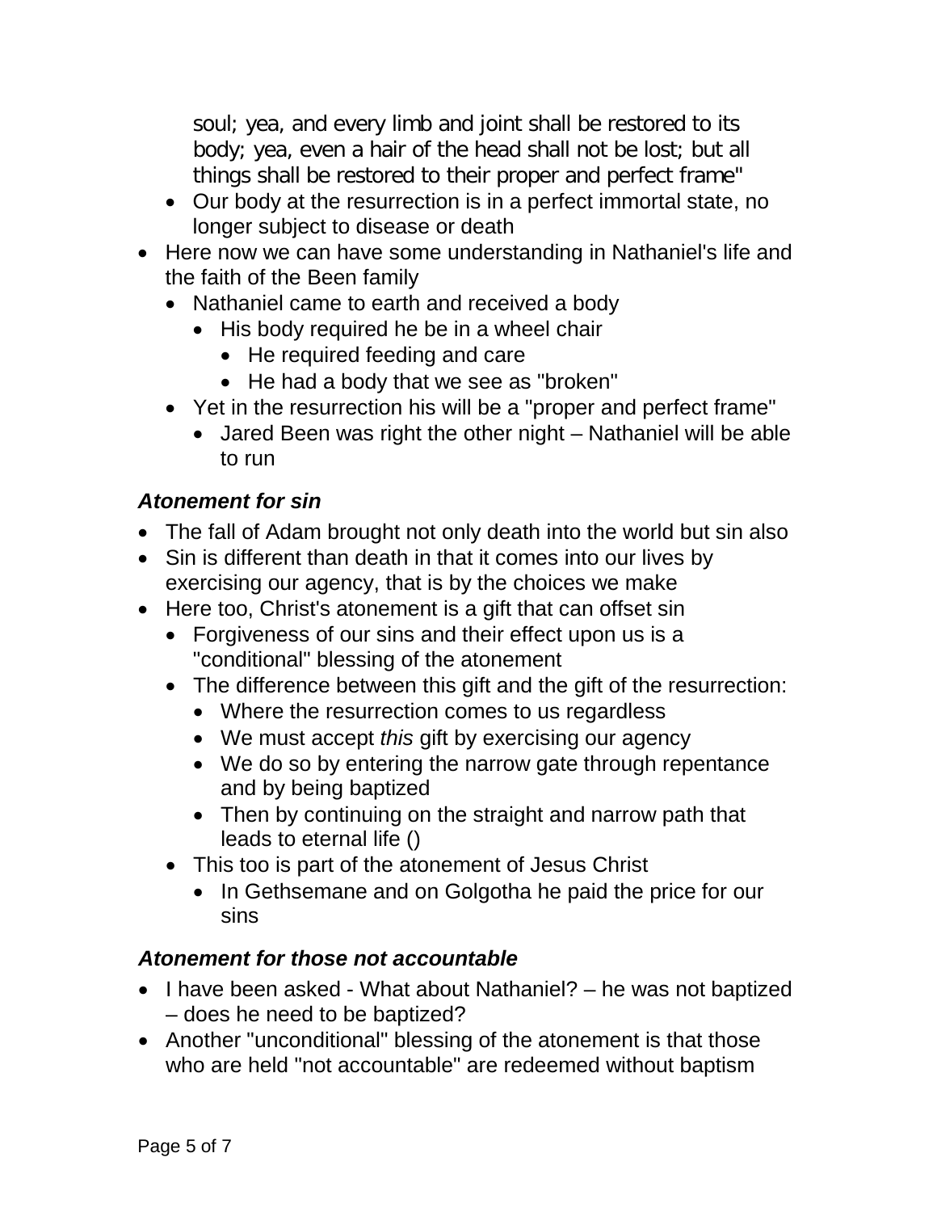soul; yea, and every limb and joint shall be restored to its body; yea, even a hair of the head shall not be lost; but all things shall be restored to their proper and perfect frame"

- Our body at the resurrection is in a perfect immortal state, no longer subject to disease or death
- Here now we can have some understanding in Nathaniel's life and the faith of the Been family
  - Nathaniel came to earth and received a body
    - His body required he be in a wheel chair
      - He required feeding and care
      - He had a body that we see as "broken"
  - Yet in the resurrection his will be a "proper and perfect frame"
    - Jared Been was right the other night – Nathaniel will be able to run

### *Atonement for sin*

- The fall of Adam brought not only death into the world but sin also
- Sin is different than death in that it comes into our lives by exercising our agency, that is by the choices we make
- Here too, Christ's atonement is a gift that can offset sin
  - Forgiveness of our sins and their effect upon us is a "conditional" blessing of the atonement
  - The difference between this gift and the gift of the resurrection:
    - Where the resurrection comes to us regardless
    - We must accept *this* gift by exercising our agency
    - We do so by entering the narrow gate through repentance and by being baptized
    - Then by continuing on the straight and narrow path that leads to eternal life ()
  - This too is part of the atonement of Jesus Christ
    - In Gethsemane and on Golgotha he paid the price for our sins

### *Atonement for those not accountable*

- I have been asked - What about Nathaniel? – he was not baptized – does he need to be baptized?
- Another "unconditional" blessing of the atonement is that those who are held "not accountable" are redeemed without baptism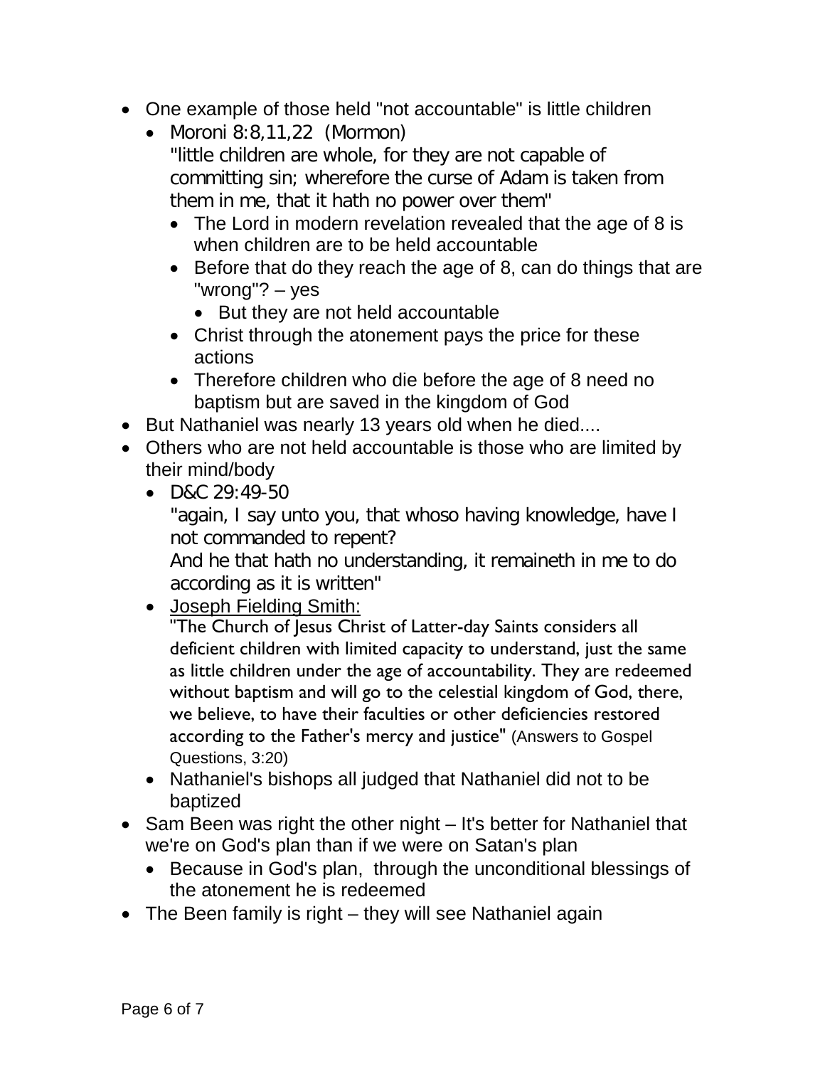- One example of those held "not accountable" is little children
  - Moroni 8:8,11,22 (Mormon)
    "little children are whole, for they are not capable of committing sin; wherefore the curse of Adam is taken from them in me, that it hath no power over them"
    - The Lord in modern revelation revealed that the age of 8 is when children are to be held accountable
    - Before that do they reach the age of 8, can do things that are "wrong"? – yes
      - But they are not held accountable
    - Christ through the atonement pays the price for these actions
    - Therefore children who die before the age of 8 need no baptism but are saved in the kingdom of God
- But Nathaniel was nearly 13 years old when he died....
- Others who are not held accountable is those who are limited by their mind/body
  - D&C 29:49-50
    "again, I say unto you, that whoso having knowledge, have I not commanded to repent?
    And he that hath no understanding, it remaineth in me to do according as it is written"
  - <u>Joseph Fielding Smith:</u>
    "The Church of Jesus Christ of Latter-day Saints considers all deficient children with limited capacity to understand, just the same as little children under the age of accountability. They are redeemed without baptism and will go to the celestial kingdom of God, there, we believe, to have their faculties or other deficiencies restored according to the Father's mercy and justice" (Answers to Gospel Questions, 3:20)
  - Nathaniel's bishops all judged that Nathaniel did not to be baptized
- Sam Been was right the other night – It's better for Nathaniel that we're on God's plan than if we were on Satan's plan
  - Because in God's plan, through the unconditional blessings of the atonement he is redeemed
- The Been family is right – they will see Nathaniel again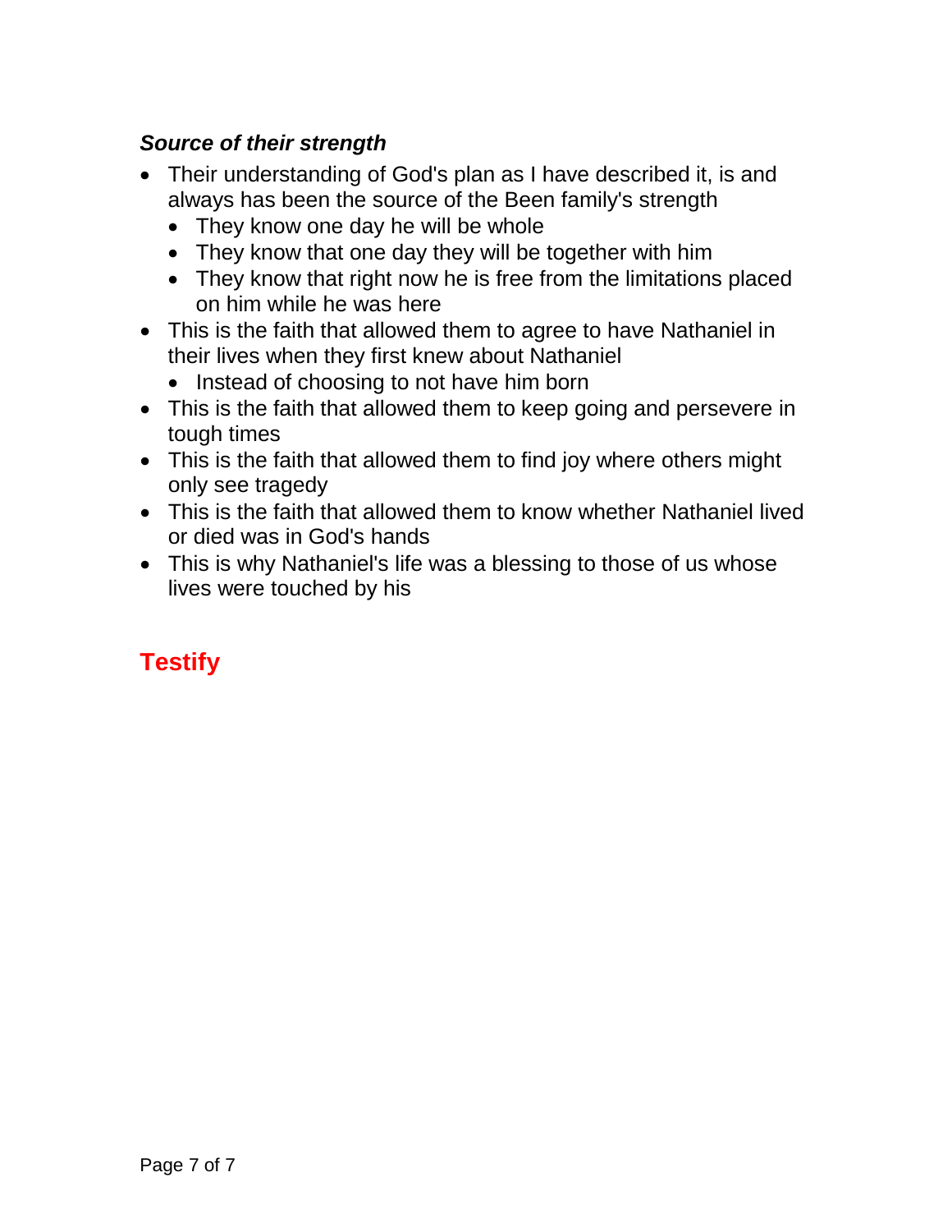### ***Source of their strength***

- Their understanding of God's plan as I have described it, is and always has been the source of the Been family's strength
  - They know one day he will be whole
  - They know that one day they will be together with him
  - They know that right now he is free from the limitations placed on him while he was here
- This is the faith that allowed them to agree to have Nathaniel in their lives when they first knew about Nathaniel
  - Instead of choosing to not have him born
- This is the faith that allowed them to keep going and persevere in tough times
- This is the faith that allowed them to find joy where others might only see tragedy
- This is the faith that allowed them to know whether Nathaniel lived or died was in God's hands
- This is why Nathaniel's life was a blessing to those of us whose lives were touched by his

## Testify